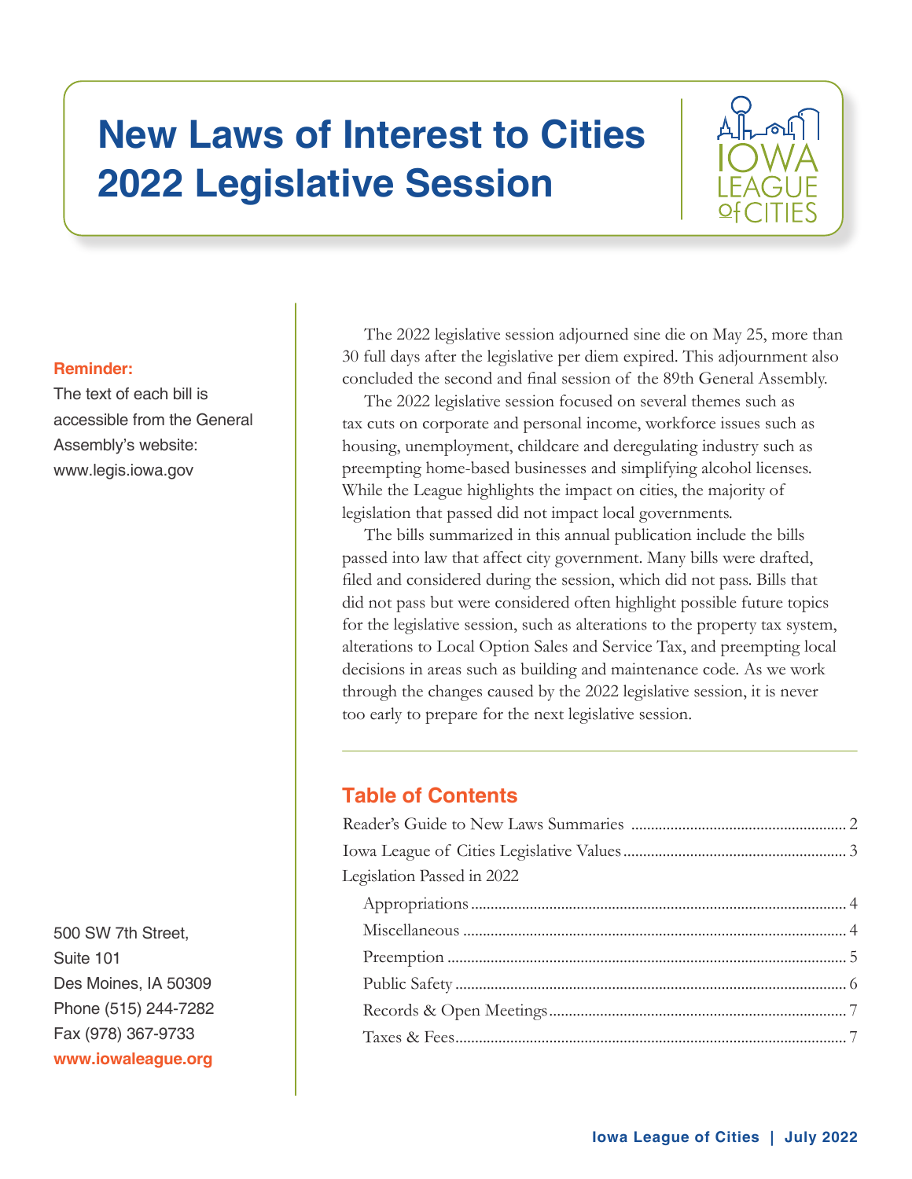# New Laws of Interest to Cities 2022 Legislative Session

**Reminder:**
The text of each bill is accessible from the General Assembly's website: www.legis.iowa.gov

The 2022 legislative session adjourned sine die on May 25, more than 30 full days after the legislative per diem expired. This adjournment also concluded the second and final session of the 89th General Assembly.

The 2022 legislative session focused on several themes such as tax cuts on corporate and personal income, workforce issues such as housing, unemployment, childcare and deregulating industry such as preempting home-based businesses and simplifying alcohol licenses. While the League highlights the impact on cities, the majority of legislation that passed did not impact local governments.

The bills summarized in this annual publication include the bills passed into law that affect city government. Many bills were drafted, filed and considered during the session, which did not pass. Bills that did not pass but were considered often highlight possible future topics for the legislative session, such as alterations to the property tax system, alterations to Local Option Sales and Service Tax, and preempting local decisions in areas such as building and maintenance code. As we work through the changes caused by the 2022 legislative session, it is never too early to prepare for the next legislative session.

## Table of Contents

- Reader's Guide to New Laws Summaries ........ 2
- Iowa League of Cities Legislative Values ........ 3
- Legislation Passed in 2022
  - Appropriations ........ 4
  - Miscellaneous ........ 4
  - Preemption ........ 5
  - Public Safety ........ 6
  - Records & Open Meetings ........ 7
  - Taxes & Fees ........ 7

500 SW 7th Street,
Suite 101
Des Moines, IA 50309
Phone (515) 244-7282
Fax (978) 367-9733
**www.iowaleague.org**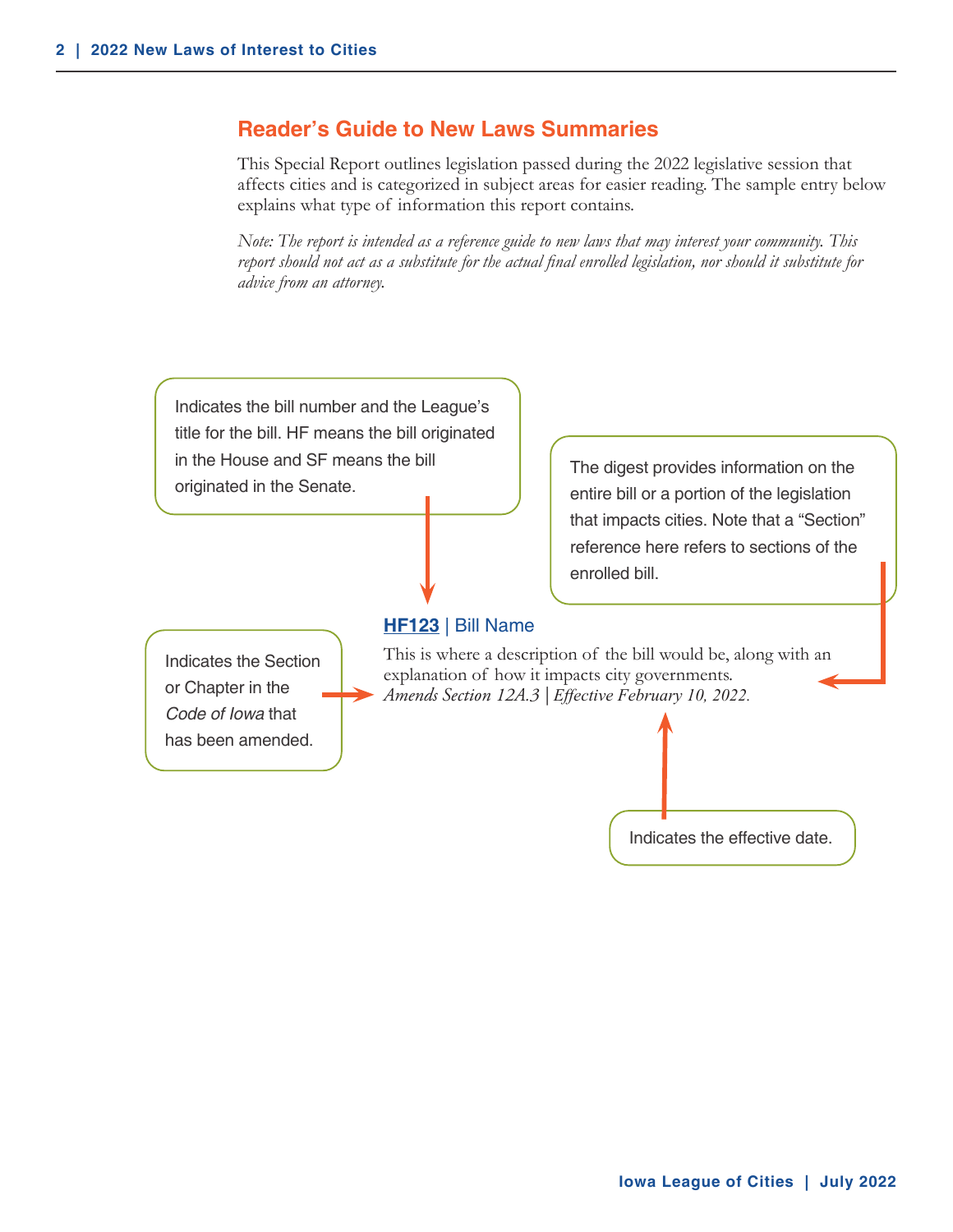## Reader's Guide to New Laws Summaries

This Special Report outlines legislation passed during the 2022 legislative session that affects cities and is categorized in subject areas for easier reading. The sample entry below explains what type of information this report contains.

*Note: The report is intended as a reference guide to new laws that may interest your community. This report should not act as a substitute for the actual final enrolled legislation, nor should it substitute for advice from an attorney.*

Indicates the bill number and the League's title for the bill. HF means the bill originated in the House and SF means the bill originated in the Senate.

The digest provides information on the entire bill or a portion of the legislation that impacts cities. Note that a "Section" reference here refers to sections of the enrolled bill.

Indicates the Section or Chapter in the *Code of Iowa* that has been amended.

**HF123** | Bill Name

This is where a description of the bill would be, along with an explanation of how it impacts city governments.
*Amends Section 12A.3 | Effective February 10, 2022.*

Indicates the effective date.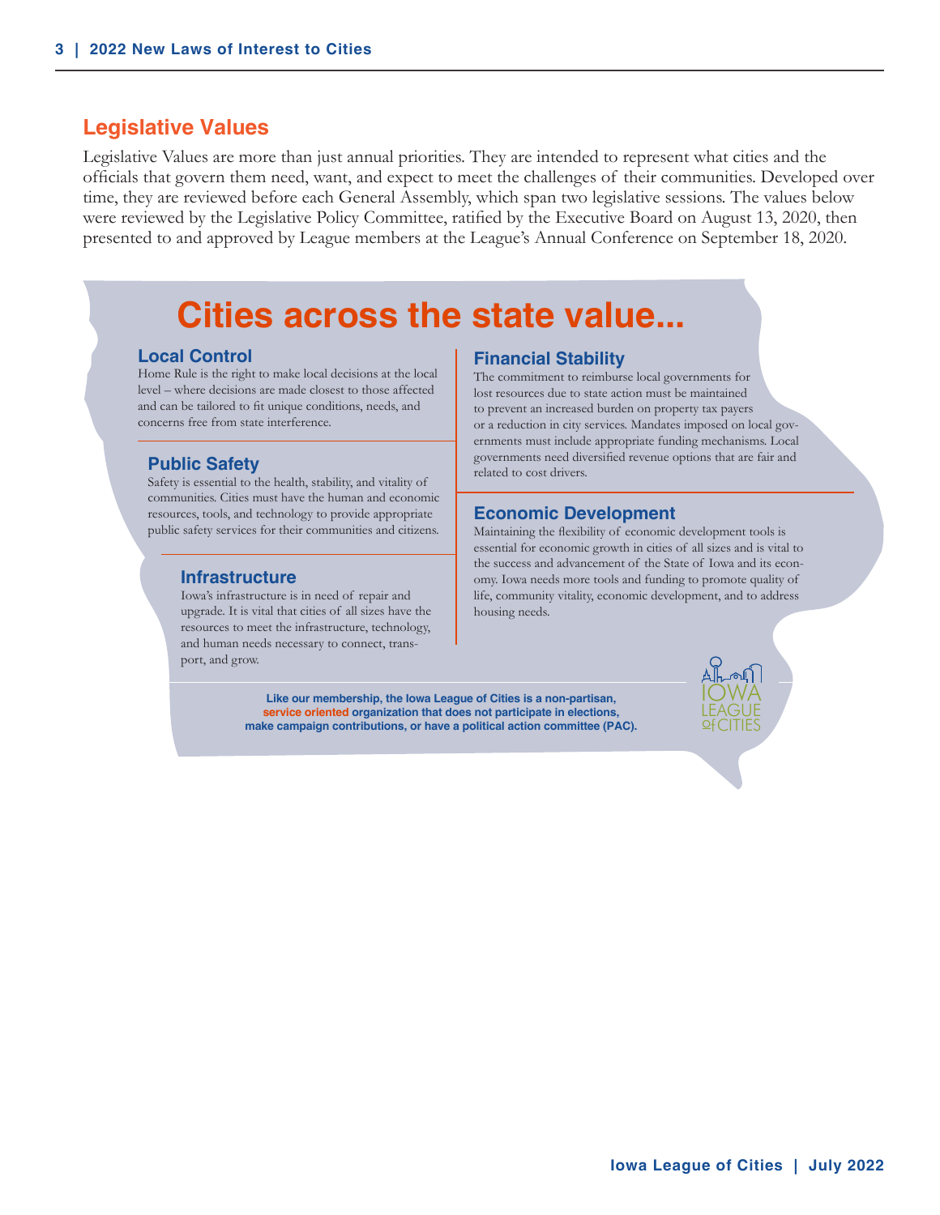## Legislative Values

Legislative Values are more than just annual priorities. They are intended to represent what cities and the officials that govern them need, want, and expect to meet the challenges of their communities. Developed over time, they are reviewed before each General Assembly, which span two legislative sessions. The values below were reviewed by the Legislative Policy Committee, ratified by the Executive Board on August 13, 2020, then presented to and approved by League members at the League's Annual Conference on September 18, 2020.

# Cities across the state value...

### Local Control

Home Rule is the right to make local decisions at the local level – where decisions are made closest to those affected and can be tailored to fit unique conditions, needs, and concerns free from state interference.

### Public Safety

Safety is essential to the health, stability, and vitality of communities. Cities must have the human and economic resources, tools, and technology to provide appropriate public safety services for their communities and citizens.

### Infrastructure

Iowa's infrastructure is in need of repair and upgrade. It is vital that cities of all sizes have the resources to meet the infrastructure, technology, and human needs necessary to connect, transport, and grow.

### Financial Stability

The commitment to reimburse local governments for lost resources due to state action must be maintained to prevent an increased burden on property tax payers or a reduction in city services. Mandates imposed on local governments must include appropriate funding mechanisms. Local governments need diversified revenue options that are fair and related to cost drivers.

### Economic Development

Maintaining the flexibility of economic development tools is essential for economic growth in cities of all sizes and is vital to the success and advancement of the State of Iowa and its economy. Iowa needs more tools and funding to promote quality of life, community vitality, economic development, and to address housing needs.

**Like our membership, the Iowa League of Cities is a non-partisan, service oriented organization that does not participate in elections, make campaign contributions, or have a political action committee (PAC).**

IOWA LEAGUE of CITIES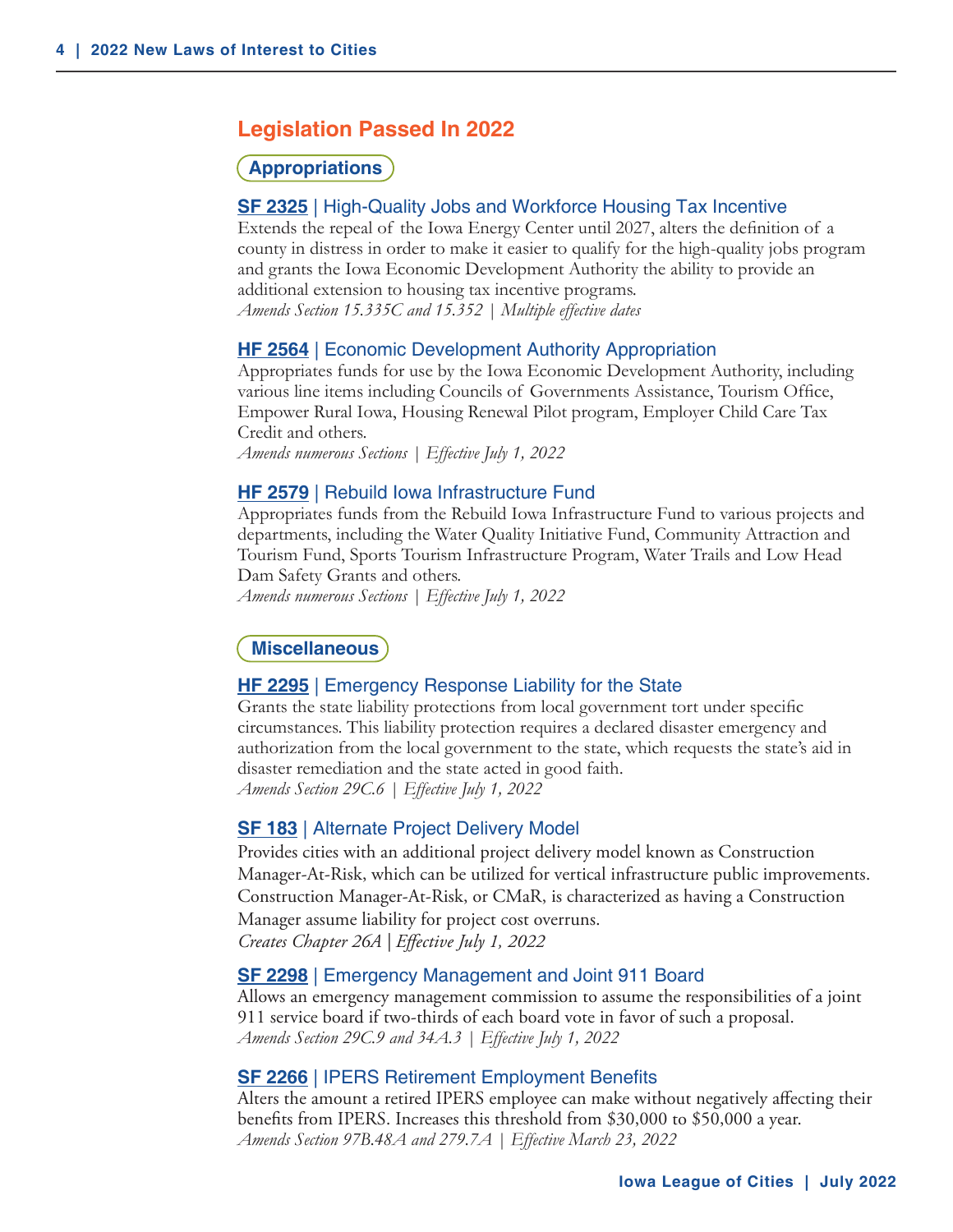## Legislation Passed In 2022

### Appropriations

**SF 2325** | High-Quality Jobs and Workforce Housing Tax Incentive

Extends the repeal of the Iowa Energy Center until 2027, alters the definition of a county in distress in order to make it easier to qualify for the high-quality jobs program and grants the Iowa Economic Development Authority the ability to provide an additional extension to housing tax incentive programs.
*Amends Section 15.335C and 15.352 | Multiple effective dates*

**HF 2564** | Economic Development Authority Appropriation

Appropriates funds for use by the Iowa Economic Development Authority, including various line items including Councils of Governments Assistance, Tourism Office, Empower Rural Iowa, Housing Renewal Pilot program, Employer Child Care Tax Credit and others.
*Amends numerous Sections | Effective July 1, 2022*

**HF 2579** | Rebuild Iowa Infrastructure Fund

Appropriates funds from the Rebuild Iowa Infrastructure Fund to various projects and departments, including the Water Quality Initiative Fund, Community Attraction and Tourism Fund, Sports Tourism Infrastructure Program, Water Trails and Low Head Dam Safety Grants and others.
*Amends numerous Sections | Effective July 1, 2022*

### Miscellaneous

**HF 2295** | Emergency Response Liability for the State

Grants the state liability protections from local government tort under specific circumstances. This liability protection requires a declared disaster emergency and authorization from the local government to the state, which requests the state's aid in disaster remediation and the state acted in good faith.
*Amends Section 29C.6 | Effective July 1, 2022*

**SF 183** | Alternate Project Delivery Model

Provides cities with an additional project delivery model known as Construction Manager-At-Risk, which can be utilized for vertical infrastructure public improvements. Construction Manager-At-Risk, or CMaR, is characterized as having a Construction Manager assume liability for project cost overruns.
*Creates Chapter 26A | Effective July 1, 2022*

**SF 2298** | Emergency Management and Joint 911 Board

Allows an emergency management commission to assume the responsibilities of a joint 911 service board if two-thirds of each board vote in favor of such a proposal.
*Amends Section 29C.9 and 34A.3 | Effective July 1, 2022*

**SF 2266** | IPERS Retirement Employment Benefits

Alters the amount a retired IPERS employee can make without negatively affecting their benefits from IPERS. Increases this threshold from $30,000 to $50,000 a year.
*Amends Section 97B.48A and 279.7A | Effective March 23, 2022*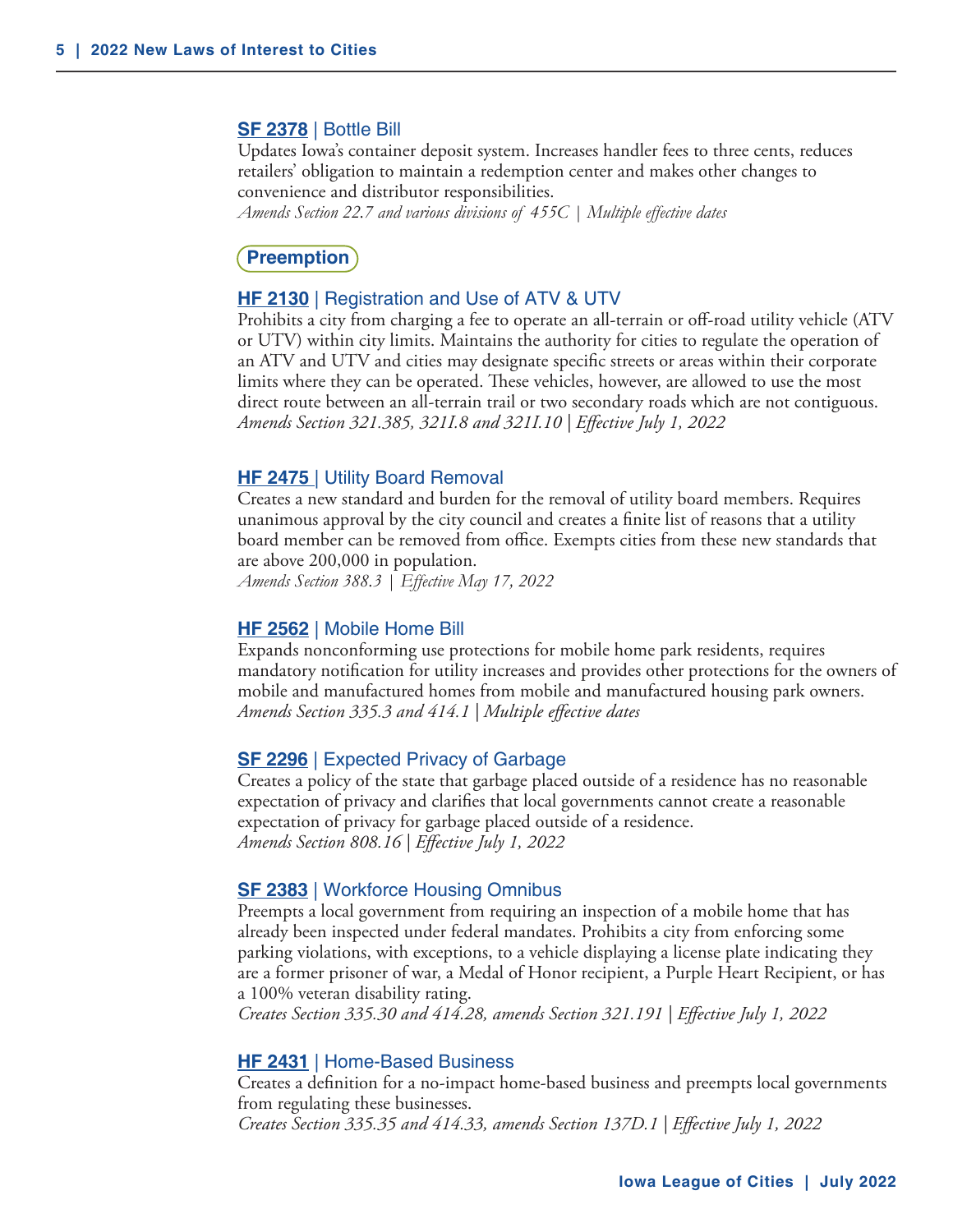### SF 2378 | Bottle Bill

Updates Iowa's container deposit system. Increases handler fees to three cents, reduces retailers' obligation to maintain a redemption center and makes other changes to convenience and distributor responsibilities.
*Amends Section 22.7 and various divisions of 455C | Multiple effective dates*

## Preemption

### HF 2130 | Registration and Use of ATV & UTV

Prohibits a city from charging a fee to operate an all-terrain or off-road utility vehicle (ATV or UTV) within city limits. Maintains the authority for cities to regulate the operation of an ATV and UTV and cities may designate specific streets or areas within their corporate limits where they can be operated. These vehicles, however, are allowed to use the most direct route between an all-terrain trail or two secondary roads which are not contiguous.
*Amends Section 321.385, 321I.8 and 321I.10 | Effective July 1, 2022*

### HF 2475 | Utility Board Removal

Creates a new standard and burden for the removal of utility board members. Requires unanimous approval by the city council and creates a finite list of reasons that a utility board member can be removed from office. Exempts cities from these new standards that are above 200,000 in population.
*Amends Section 388.3 | Effective May 17, 2022*

### HF 2562 | Mobile Home Bill

Expands nonconforming use protections for mobile home park residents, requires mandatory notification for utility increases and provides other protections for the owners of mobile and manufactured homes from mobile and manufactured housing park owners.
*Amends Section 335.3 and 414.1 | Multiple effective dates*

### SF 2296 | Expected Privacy of Garbage

Creates a policy of the state that garbage placed outside of a residence has no reasonable expectation of privacy and clarifies that local governments cannot create a reasonable expectation of privacy for garbage placed outside of a residence.
*Amends Section 808.16 | Effective July 1, 2022*

### SF 2383 | Workforce Housing Omnibus

Preempts a local government from requiring an inspection of a mobile home that has already been inspected under federal mandates. Prohibits a city from enforcing some parking violations, with exceptions, to a vehicle displaying a license plate indicating they are a former prisoner of war, a Medal of Honor recipient, a Purple Heart Recipient, or has a 100% veteran disability rating.
*Creates Section 335.30 and 414.28, amends Section 321.191 | Effective July 1, 2022*

### HF 2431 | Home-Based Business

Creates a definition for a no-impact home-based business and preempts local governments from regulating these businesses.
*Creates Section 335.35 and 414.33, amends Section 137D.1 | Effective July 1, 2022*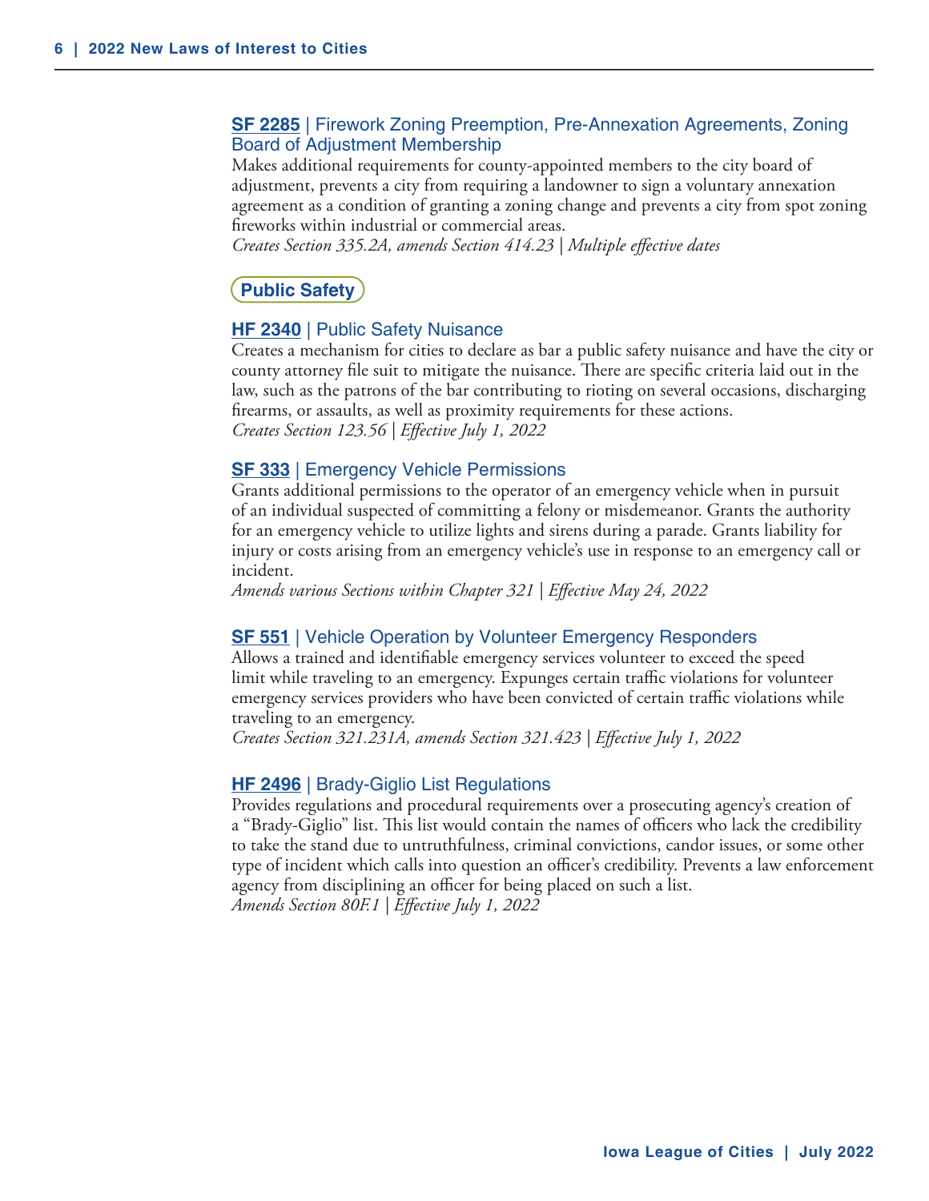### **SF 2285** | Firework Zoning Preemption, Pre-Annexation Agreements, Zoning Board of Adjustment Membership

Makes additional requirements for county-appointed members to the city board of adjustment, prevents a city from requiring a landowner to sign a voluntary annexation agreement as a condition of granting a zoning change and prevents a city from spot zoning fireworks within industrial or commercial areas.
*Creates Section 335.2A, amends Section 414.23 | Multiple effective dates*

## Public Safety

### **HF 2340** | Public Safety Nuisance

Creates a mechanism for cities to declare as bar a public safety nuisance and have the city or county attorney file suit to mitigate the nuisance. There are specific criteria laid out in the law, such as the patrons of the bar contributing to rioting on several occasions, discharging firearms, or assaults, as well as proximity requirements for these actions.
*Creates Section 123.56 | Effective July 1, 2022*

### **SF 333** | Emergency Vehicle Permissions

Grants additional permissions to the operator of an emergency vehicle when in pursuit of an individual suspected of committing a felony or misdemeanor. Grants the authority for an emergency vehicle to utilize lights and sirens during a parade. Grants liability for injury or costs arising from an emergency vehicle's use in response to an emergency call or incident.
*Amends various Sections within Chapter 321 | Effective May 24, 2022*

### **SF 551** | Vehicle Operation by Volunteer Emergency Responders

Allows a trained and identifiable emergency services volunteer to exceed the speed limit while traveling to an emergency. Expunges certain traffic violations for volunteer emergency services providers who have been convicted of certain traffic violations while traveling to an emergency.
*Creates Section 321.231A, amends Section 321.423 | Effective July 1, 2022*

### **HF 2496** | Brady-Giglio List Regulations

Provides regulations and procedural requirements over a prosecuting agency's creation of a "Brady-Giglio" list. This list would contain the names of officers who lack the credibility to take the stand due to untruthfulness, criminal convictions, candor issues, or some other type of incident which calls into question an officer's credibility. Prevents a law enforcement agency from disciplining an officer for being placed on such a list.
*Amends Section 80F.1 | Effective July 1, 2022*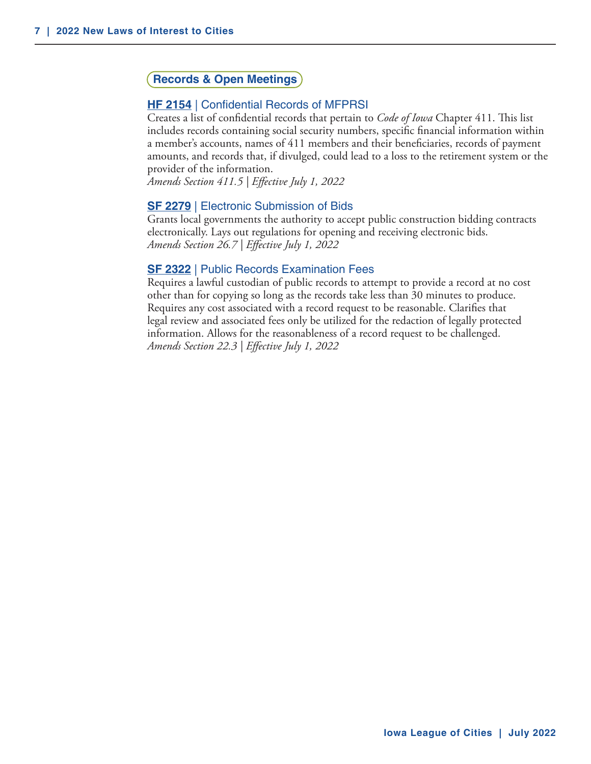## Records & Open Meetings

### **HF 2154** | Confidential Records of MFPRSI

Creates a list of confidential records that pertain to *Code of Iowa* Chapter 411. This list includes records containing social security numbers, specific financial information within a member's accounts, names of 411 members and their beneficiaries, records of payment amounts, and records that, if divulged, could lead to a loss to the retirement system or the provider of the information.
*Amends Section 411.5 | Effective July 1, 2022*

### **SF 2279** | Electronic Submission of Bids

Grants local governments the authority to accept public construction bidding contracts electronically. Lays out regulations for opening and receiving electronic bids.
*Amends Section 26.7 | Effective July 1, 2022*

### **SF 2322** | Public Records Examination Fees

Requires a lawful custodian of public records to attempt to provide a record at no cost other than for copying so long as the records take less than 30 minutes to produce. Requires any cost associated with a record request to be reasonable. Clarifies that legal review and associated fees only be utilized for the redaction of legally protected information. Allows for the reasonableness of a record request to be challenged.
*Amends Section 22.3 | Effective July 1, 2022*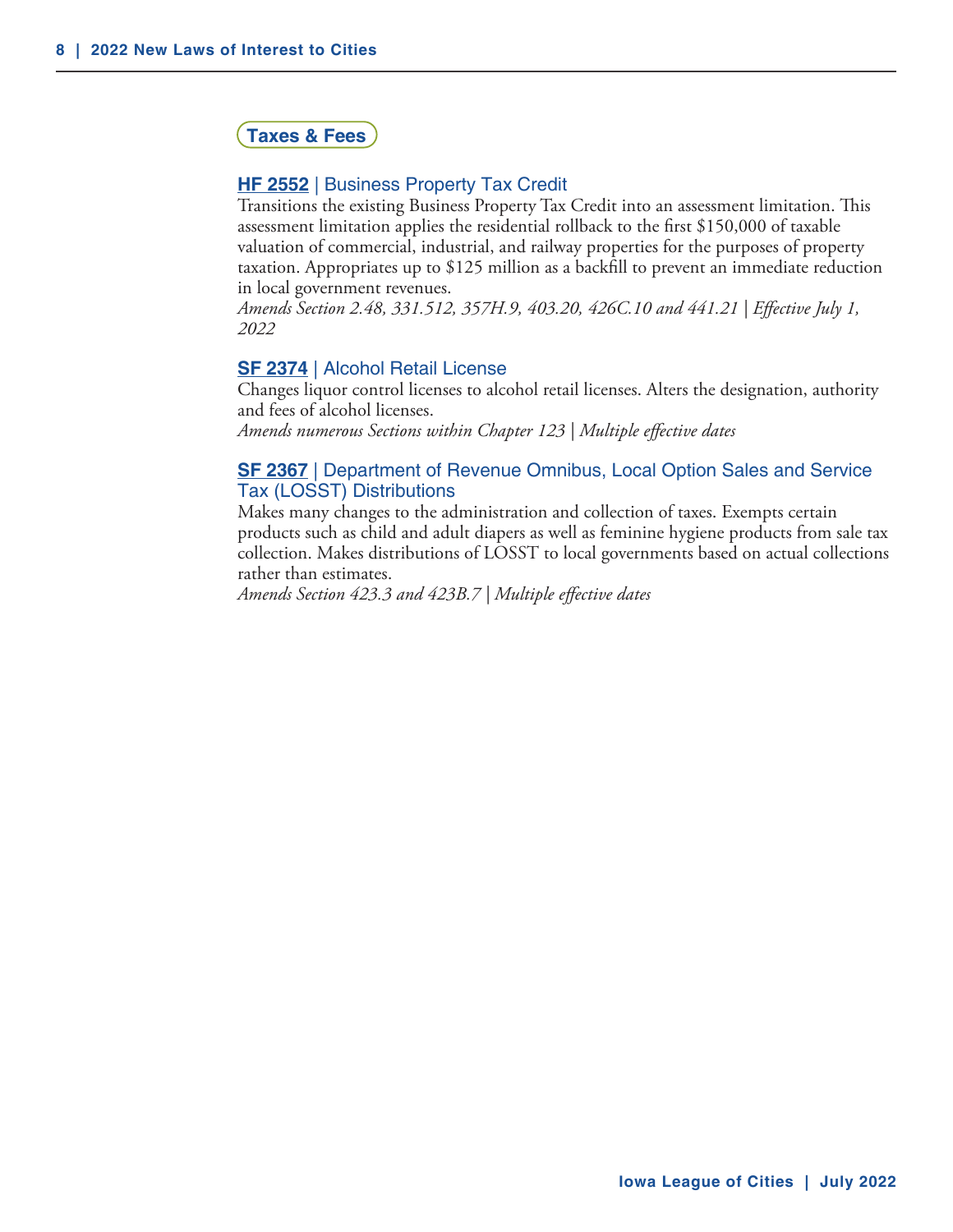## Taxes & Fees

### **HF 2552** | Business Property Tax Credit

Transitions the existing Business Property Tax Credit into an assessment limitation. This assessment limitation applies the residential rollback to the first $150,000 of taxable valuation of commercial, industrial, and railway properties for the purposes of property taxation. Appropriates up to $125 million as a backfill to prevent an immediate reduction in local government revenues.

*Amends Section 2.48, 331.512, 357H.9, 403.20, 426C.10 and 441.21 | Effective July 1, 2022*

### **SF 2374** | Alcohol Retail License

Changes liquor control licenses to alcohol retail licenses. Alters the designation, authority and fees of alcohol licenses.

*Amends numerous Sections within Chapter 123 | Multiple effective dates*

### **SF 2367** | Department of Revenue Omnibus, Local Option Sales and Service Tax (LOSST) Distributions

Makes many changes to the administration and collection of taxes. Exempts certain products such as child and adult diapers as well as feminine hygiene products from sale tax collection. Makes distributions of LOSST to local governments based on actual collections rather than estimates.

*Amends Section 423.3 and 423B.7 | Multiple effective dates*